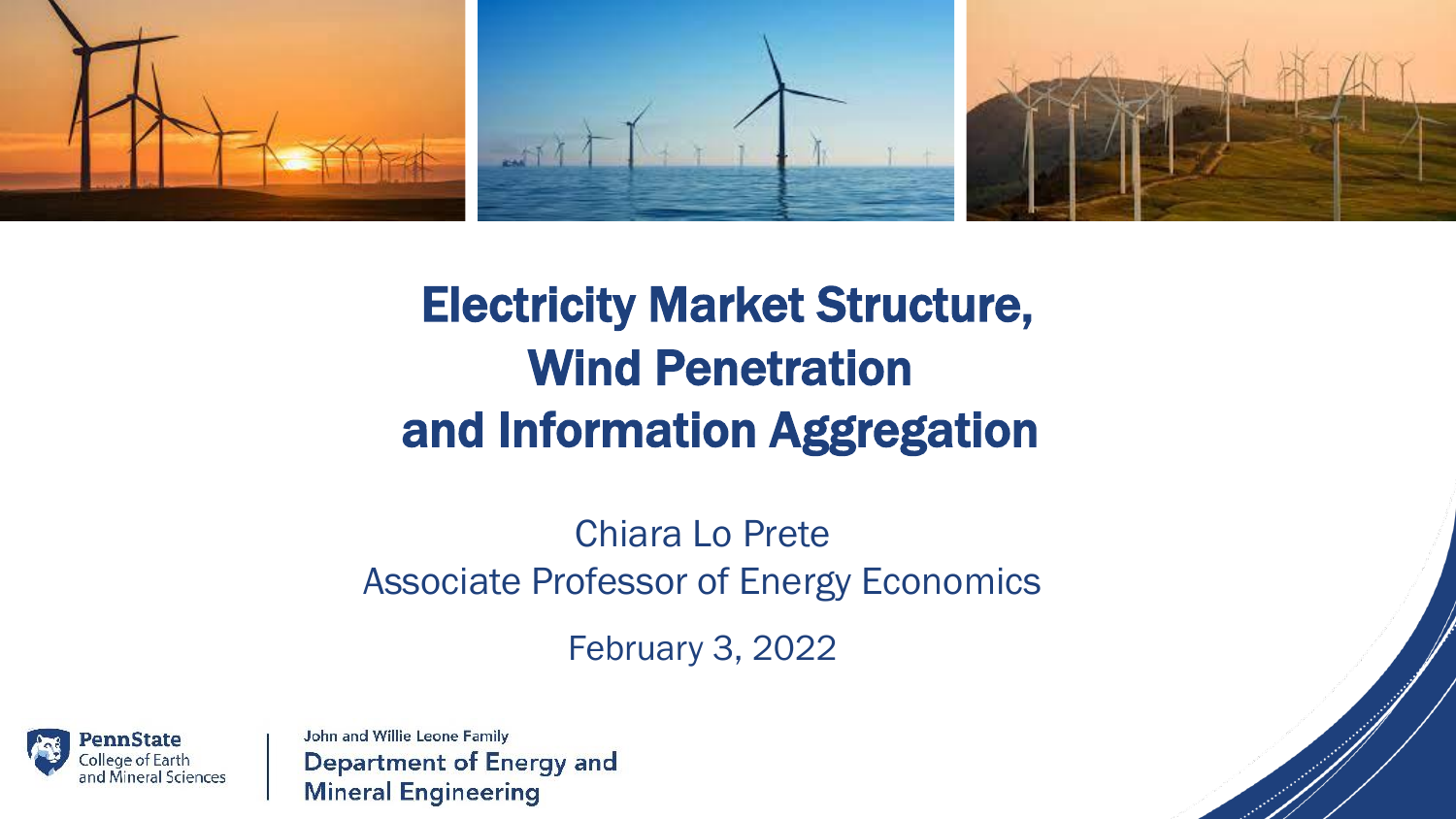# Electricity Market Structure, Wind Penetration and Information Aggregation

Chiara Lo Prete

Associate Professor of Energy Economics

February 3, 2022

PennState College of Earth and Mineral Sciences

John and Willie Leone Family Department of Energy and Mineral Engineering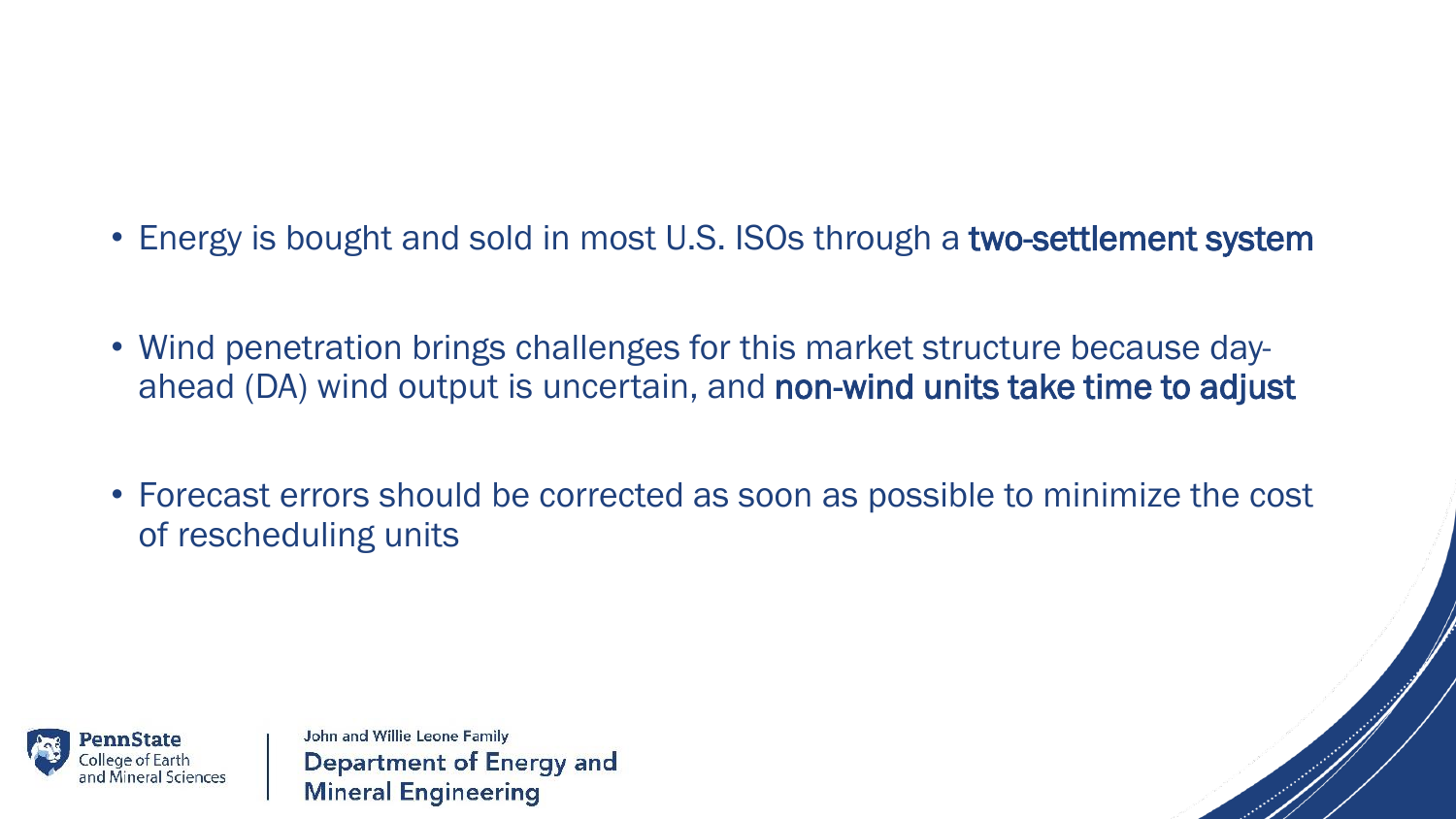- Energy is bought and sold in most U.S. ISOs through a **two-settlement system**

- Wind penetration brings challenges for this market structure because day-ahead (DA) wind output is uncertain, and **non-wind units take time to adjust**

- Forecast errors should be corrected as soon as possible to minimize the cost of rescheduling units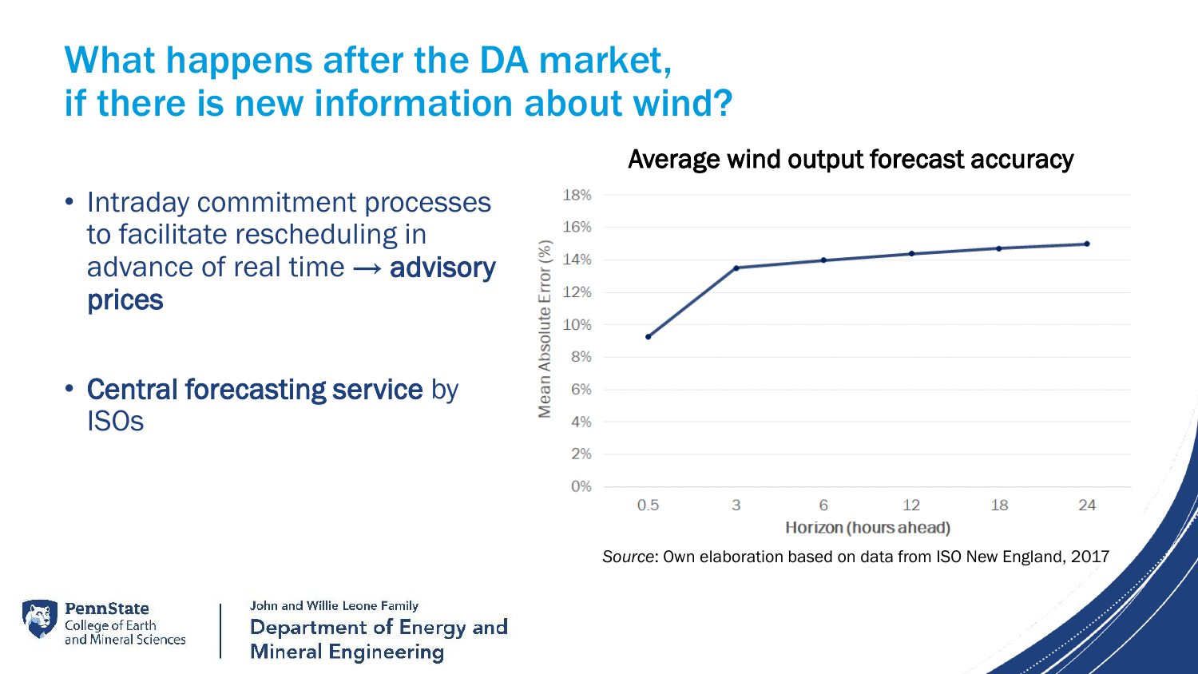# What happens after the DA market, if there is new information about wind?

- Intraday commitment processes to facilitate rescheduling in advance of real time → **advisory prices**

- **Central forecasting service** by ISOs

**Average wind output forecast accuracy**

| Horizon (hours ahead) | 0.5 | 3 | 6 | 12 | 18 | 24 |
|---|---|---|---|---|---|---|
| Mean Absolute Error (%) | ~9.2% | ~13.5% | ~14% | ~14.4% | ~14.7% | ~15% |

*Source*: Own elaboration based on data from ISO New England, 2017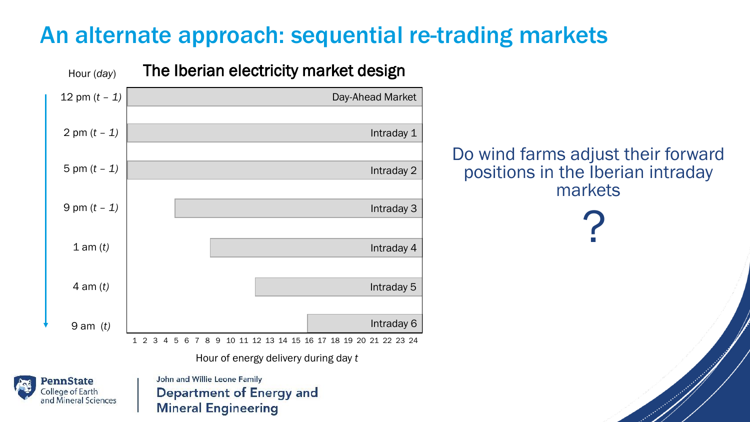# An alternate approach: sequential re-trading markets

## The Iberian electricity market design

| Hour (*day*) | Market | Hours of energy delivery during day *t* covered |
|---|---|---|
| 12 pm (*t* – *1*) | Day-Ahead Market | 1–24 |
| 2 pm (*t* – *1*) | Intraday 1 | 1–24 |
| 5 pm (*t* – *1*) | Intraday 2 | 1–24 |
| 9 pm (*t* – *1*) | Intraday 3 | 5–24 |
| 1 am (*t*) | Intraday 4 | 8–24 |
| 4 am (*t*) | Intraday 5 | 12–24 |
| 9 am (*t*) | Intraday 6 | 16–24 |

1 2 3 4 5 6 7 8 9 10 11 12 13 14 15 16 17 18 19 20 21 22 23 24

Hour of energy delivery during day *t*

Do wind farms adjust their forward positions in the Iberian intraday markets

?

PennState College of Earth and Mineral Sciences

John and Willie Leone Family Department of Energy and Mineral Engineering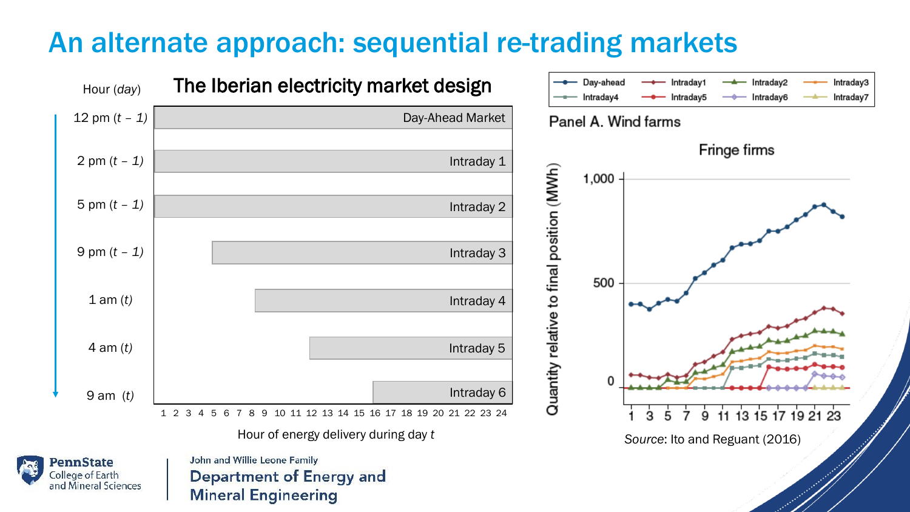# An alternate approach: sequential re-trading markets

## The Iberian electricity market design

| Hour (*day*) | Market | Hours of energy delivery during day *t* |
| --- | --- | --- |
| 12 pm (*t* – *1*) | Day-Ahead Market | 1–24 |
| 2 pm (*t* – *1*) | Intraday 1 | 1–24 |
| 5 pm (*t* – *1*) | Intraday 2 | 1–24 |
| 9 pm (*t* – *1*) | Intraday 3 | 5–24 |
| 1 am (*t*) | Intraday 4 | 8–24 |
| 4 am (*t*) | Intraday 5 | 12–24 |
| 9 am (*t*) | Intraday 6 | 17–24 |

Hour of energy delivery during day *t*

Panel A. Wind farms

Fringe firms

Quantity relative to final position (MWh)

Legend: Day-ahead, Intraday1, Intraday2, Intraday3, Intraday4, Intraday5, Intraday6, Intraday7

*Source*: Ito and Reguant (2016)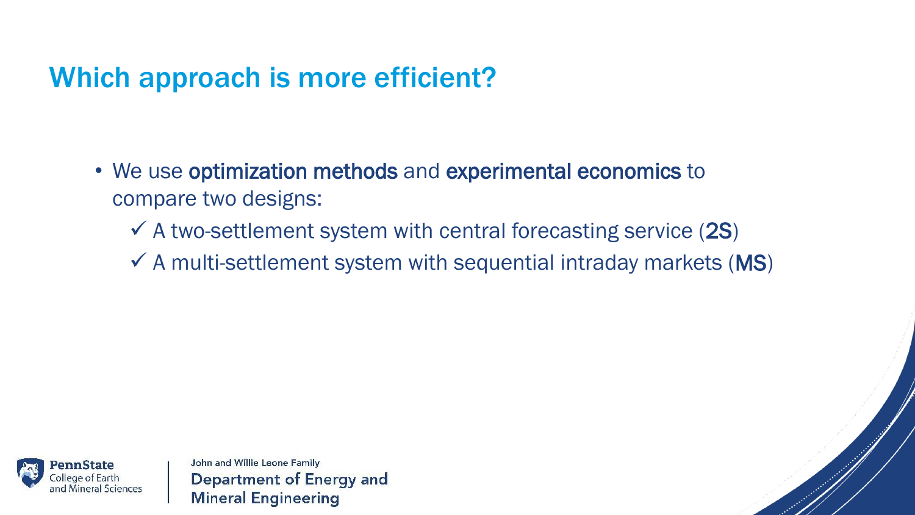# Which approach is more efficient?

- We use **optimization methods** and **experimental economics** to compare two designs:
  - ✓ A two-settlement system with central forecasting service (**2S**)
  - ✓ A multi-settlement system with sequential intraday markets (**MS**)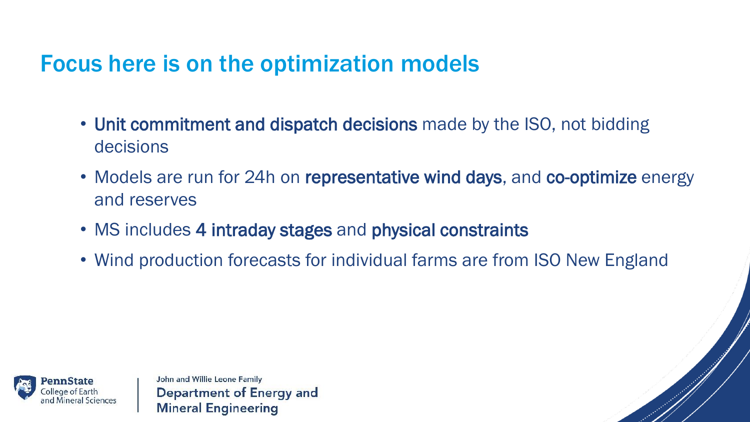# Focus here is on the optimization models

- **Unit commitment and dispatch decisions** made by the ISO, not bidding decisions
- Models are run for 24h on **representative wind days**, and **co-optimize** energy and reserves
- MS includes **4 intraday stages** and **physical constraints**
- Wind production forecasts for individual farms are from ISO New England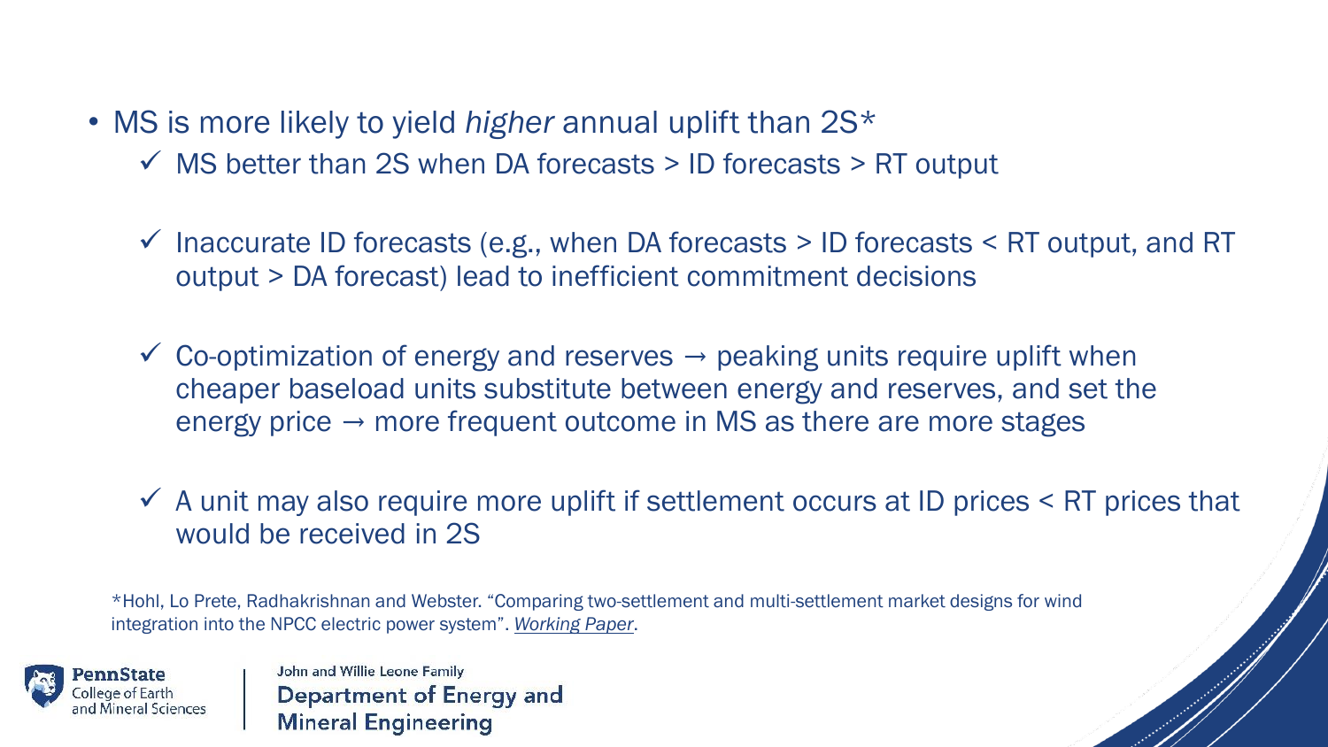- MS is more likely to yield *higher* annual uplift than 2S*
  - ✓ MS better than 2S when DA forecasts > ID forecasts > RT output
  - ✓ Inaccurate ID forecasts (e.g., when DA forecasts > ID forecasts < RT output, and RT output > DA forecast) lead to inefficient commitment decisions
  - ✓ Co-optimization of energy and reserves → peaking units require uplift when cheaper baseload units substitute between energy and reserves, and set the energy price → more frequent outcome in MS as there are more stages
  - ✓ A unit may also require more uplift if settlement occurs at ID prices < RT prices that would be received in 2S

*Hohl, Lo Prete, Radhakrishnan and Webster. "Comparing two-settlement and multi-settlement market designs for wind integration into the NPCC electric power system". *Working Paper*.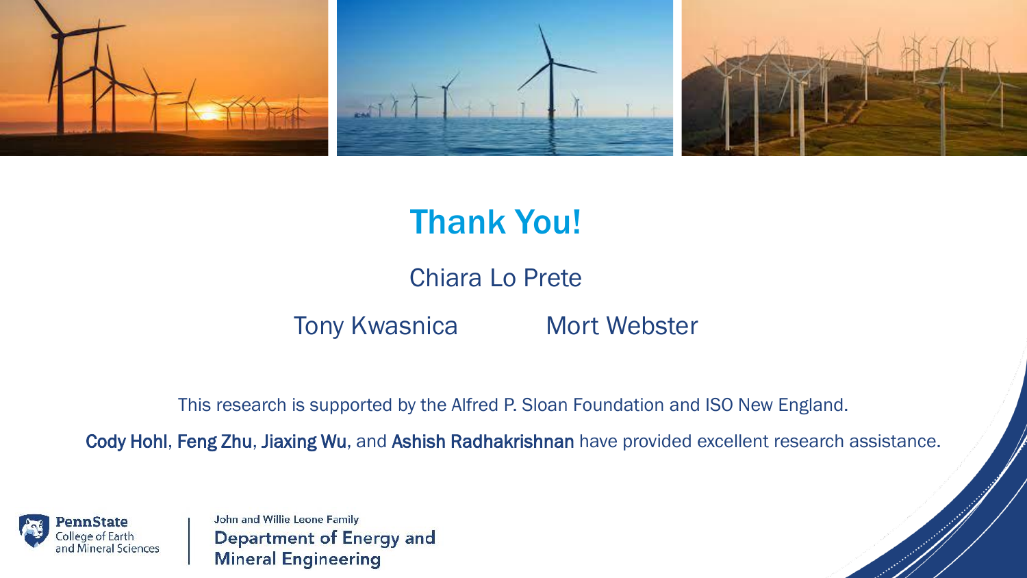# Thank You!

Chiara Lo Prete

Tony Kwasnica

Mort Webster

This research is supported by the Alfred P. Sloan Foundation and ISO New England.

**Cody Hohl**, **Feng Zhu**, **Jiaxing Wu**, and **Ashish Radhakrishnan** have provided excellent research assistance.

PennState College of Earth and Mineral Sciences

John and Willie Leone Family Department of Energy and Mineral Engineering